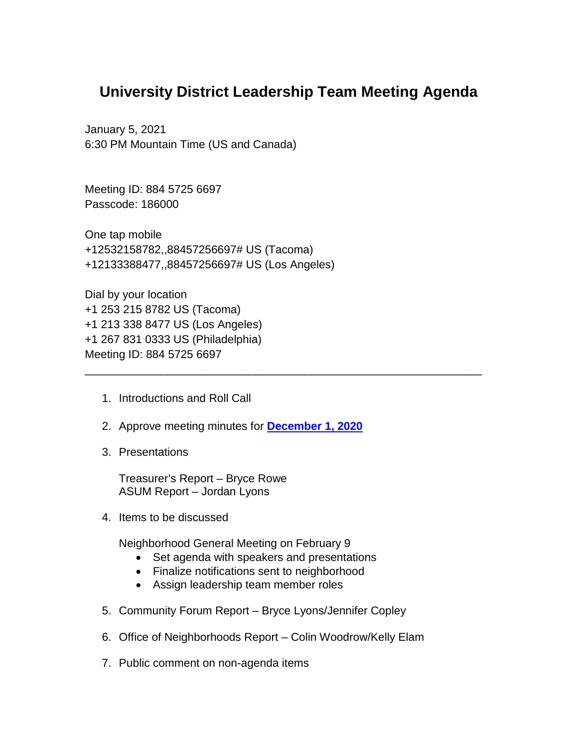# University District Leadership Team Meeting Agenda

January 5, 2021
6:30 PM Mountain Time (US and Canada)

Meeting ID: 884 5725 6697
Passcode: 186000

One tap mobile
+12532158782,,88457256697# US (Tacoma)
+12133388477,,88457256697# US (Los Angeles)

Dial by your location
+1 253 215 8782 US (Tacoma)
+1 213 338 8477 US (Los Angeles)
+1 267 831 0333 US (Philadelphia)
Meeting ID: 884 5725 6697

---

1. Introductions and Roll Call

2. Approve meeting minutes for **December 1, 2020**

3. Presentations

   Treasurer's Report – Bryce Rowe
   ASUM Report – Jordan Lyons

4. Items to be discussed

   Neighborhood General Meeting on February 9
   - Set agenda with speakers and presentations
   - Finalize notifications sent to neighborhood
   - Assign leadership team member roles

5. Community Forum Report – Bryce Lyons/Jennifer Copley

6. Office of Neighborhoods Report – Colin Woodrow/Kelly Elam

7. Public comment on non-agenda items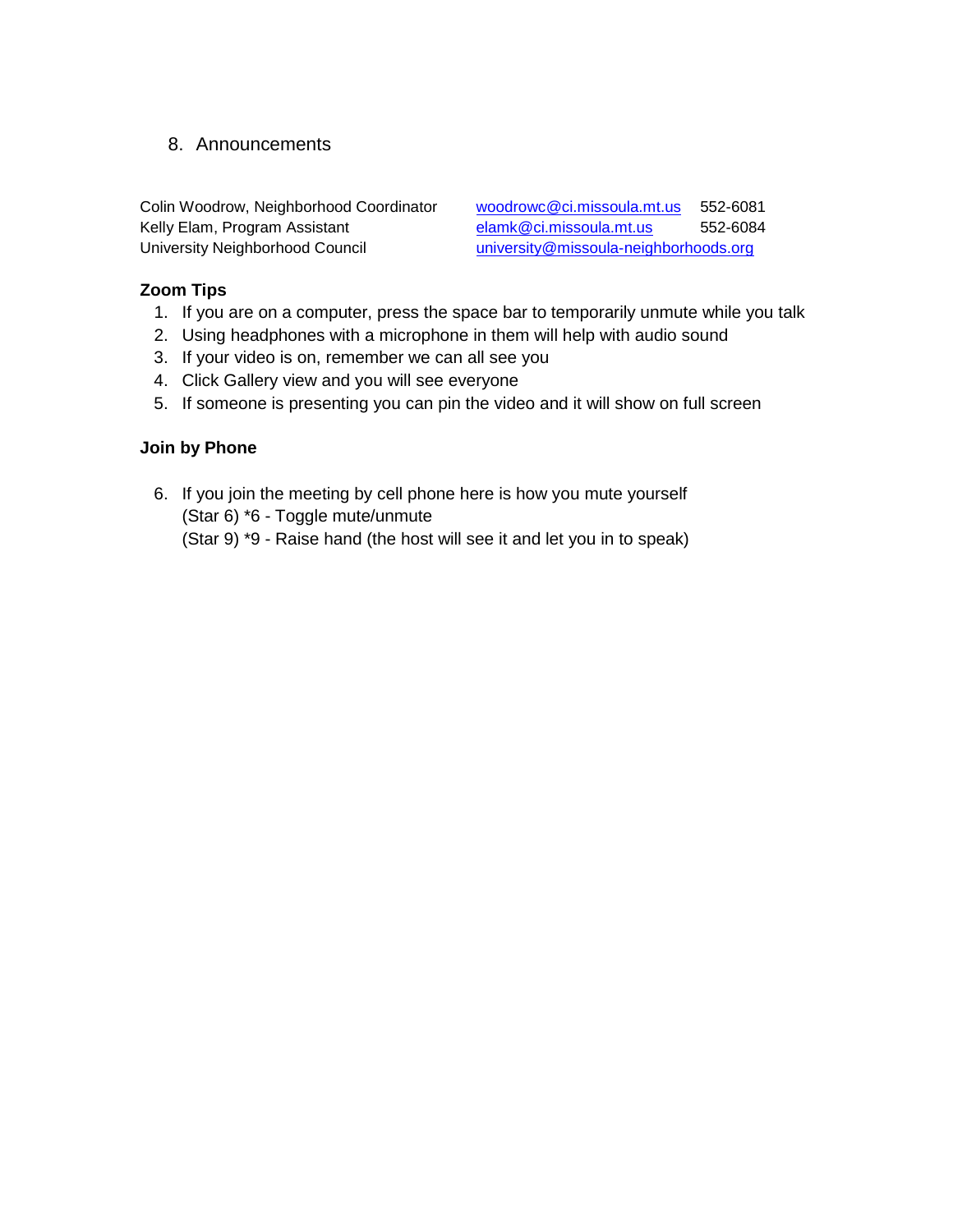8. Announcements

Colin Woodrow, Neighborhood Coordinator woodrowc@ci.missoula.mt.us 552-6081
Kelly Elam, Program Assistant elamk@ci.missoula.mt.us 552-6084
University Neighborhood Council university@missoula-neighborhoods.org

**Zoom Tips**

1. If you are on a computer, press the space bar to temporarily unmute while you talk
2. Using headphones with a microphone in them will help with audio sound
3. If your video is on, remember we can all see you
4. Click Gallery view and you will see everyone
5. If someone is presenting you can pin the video and it will show on full screen

**Join by Phone**

6. If you join the meeting by cell phone here is how you mute yourself
   (Star 6) *6 - Toggle mute/unmute
   (Star 9) *9 - Raise hand (the host will see it and let you in to speak)